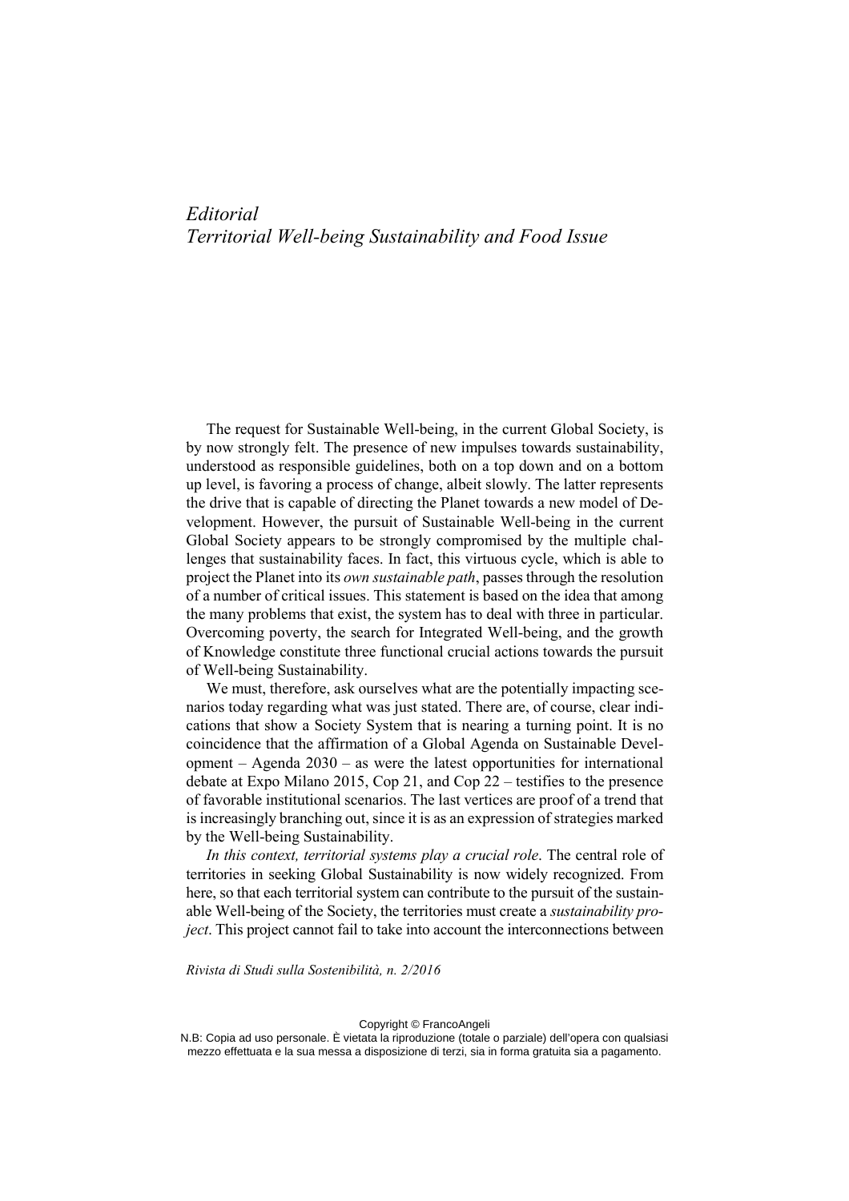# *Editorial*
# *Territorial Well-being Sustainability and Food Issue*

The request for Sustainable Well-being, in the current Global Society, is by now strongly felt. The presence of new impulses towards sustainability, understood as responsible guidelines, both on a top down and on a bottom up level, is favoring a process of change, albeit slowly. The latter represents the drive that is capable of directing the Planet towards a new model of Development. However, the pursuit of Sustainable Well-being in the current Global Society appears to be strongly compromised by the multiple challenges that sustainability faces. In fact, this virtuous cycle, which is able to project the Planet into its *own sustainable path*, passes through the resolution of a number of critical issues. This statement is based on the idea that among the many problems that exist, the system has to deal with three in particular. Overcoming poverty, the search for Integrated Well-being, and the growth of Knowledge constitute three functional crucial actions towards the pursuit of Well-being Sustainability.

We must, therefore, ask ourselves what are the potentially impacting scenarios today regarding what was just stated. There are, of course, clear indications that show a Society System that is nearing a turning point. It is no coincidence that the affirmation of a Global Agenda on Sustainable Development – Agenda 2030 – as were the latest opportunities for international debate at Expo Milano 2015, Cop 21, and Cop 22 – testifies to the presence of favorable institutional scenarios. The last vertices are proof of a trend that is increasingly branching out, since it is as an expression of strategies marked by the Well-being Sustainability.

*In this context, territorial systems play a crucial role*. The central role of territories in seeking Global Sustainability is now widely recognized. From here, so that each territorial system can contribute to the pursuit of the sustainable Well-being of the Society, the territories must create a *sustainability project*. This project cannot fail to take into account the interconnections between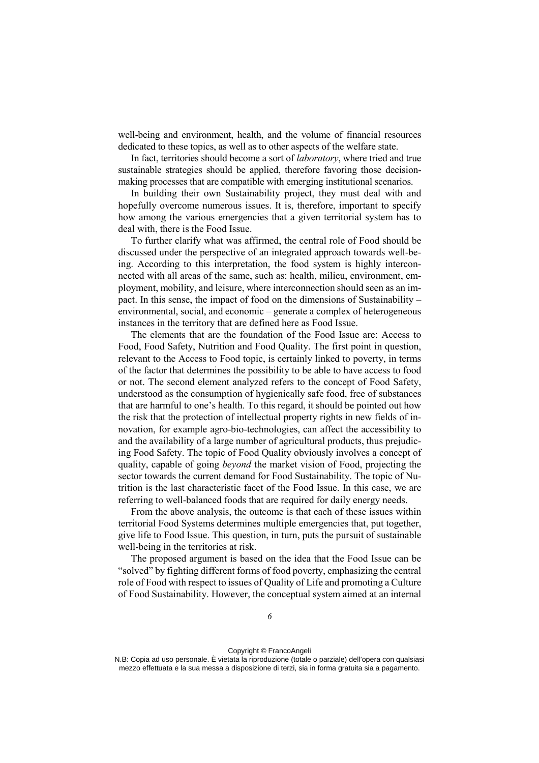well-being and environment, health, and the volume of financial resources dedicated to these topics, as well as to other aspects of the welfare state.

In fact, territories should become a sort of *laboratory*, where tried and true sustainable strategies should be applied, therefore favoring those decision-making processes that are compatible with emerging institutional scenarios.

In building their own Sustainability project, they must deal with and hopefully overcome numerous issues. It is, therefore, important to specify how among the various emergencies that a given territorial system has to deal with, there is the Food Issue.

To further clarify what was affirmed, the central role of Food should be discussed under the perspective of an integrated approach towards well-being. According to this interpretation, the food system is highly interconnected with all areas of the same, such as: health, milieu, environment, employment, mobility, and leisure, where interconnection should seen as an impact. In this sense, the impact of food on the dimensions of Sustainability – environmental, social, and economic – generate a complex of heterogeneous instances in the territory that are defined here as Food Issue.

The elements that are the foundation of the Food Issue are: Access to Food, Food Safety, Nutrition and Food Quality. The first point in question, relevant to the Access to Food topic, is certainly linked to poverty, in terms of the factor that determines the possibility to be able to have access to food or not. The second element analyzed refers to the concept of Food Safety, understood as the consumption of hygienically safe food, free of substances that are harmful to one's health. To this regard, it should be pointed out how the risk that the protection of intellectual property rights in new fields of innovation, for example agro-bio-technologies, can affect the accessibility to and the availability of a large number of agricultural products, thus prejudicing Food Safety. The topic of Food Quality obviously involves a concept of quality, capable of going *beyond* the market vision of Food, projecting the sector towards the current demand for Food Sustainability. The topic of Nutrition is the last characteristic facet of the Food Issue. In this case, we are referring to well-balanced foods that are required for daily energy needs.

From the above analysis, the outcome is that each of these issues within territorial Food Systems determines multiple emergencies that, put together, give life to Food Issue. This question, in turn, puts the pursuit of sustainable well-being in the territories at risk.

The proposed argument is based on the idea that the Food Issue can be "solved" by fighting different forms of food poverty, emphasizing the central role of Food with respect to issues of Quality of Life and promoting a Culture of Food Sustainability. However, the conceptual system aimed at an internal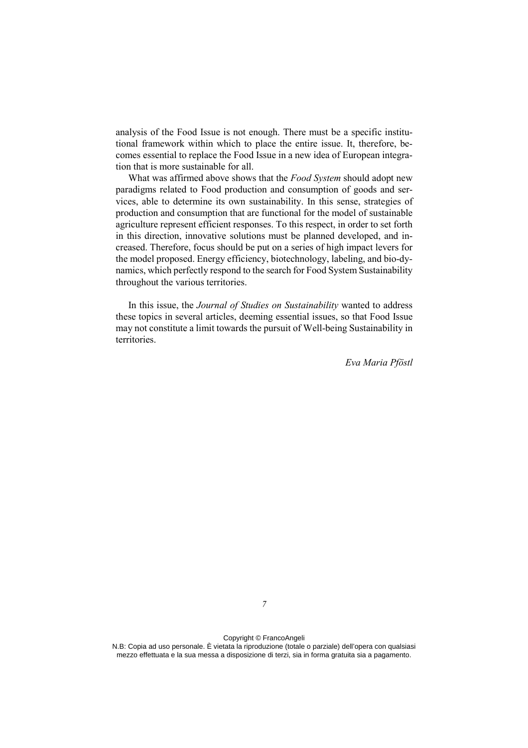analysis of the Food Issue is not enough. There must be a specific institutional framework within which to place the entire issue. It, therefore, becomes essential to replace the Food Issue in a new idea of European integration that is more sustainable for all.

What was affirmed above shows that the *Food System* should adopt new paradigms related to Food production and consumption of goods and services, able to determine its own sustainability. In this sense, strategies of production and consumption that are functional for the model of sustainable agriculture represent efficient responses. To this respect, in order to set forth in this direction, innovative solutions must be planned developed, and increased. Therefore, focus should be put on a series of high impact levers for the model proposed. Energy efficiency, biotechnology, labeling, and bio-dynamics, which perfectly respond to the search for Food System Sustainability throughout the various territories.

In this issue, the *Journal of Studies on Sustainability* wanted to address these topics in several articles, deeming essential issues, so that Food Issue may not constitute a limit towards the pursuit of Well-being Sustainability in territories.

*Eva Maria Pföstl*

Copyright © FrancoAngeli
N.B: Copia ad uso personale. È vietata la riproduzione (totale o parziale) dell'opera con qualsiasi mezzo effettuata e la sua messa a disposizione di terzi, sia in forma gratuita sia a pagamento.